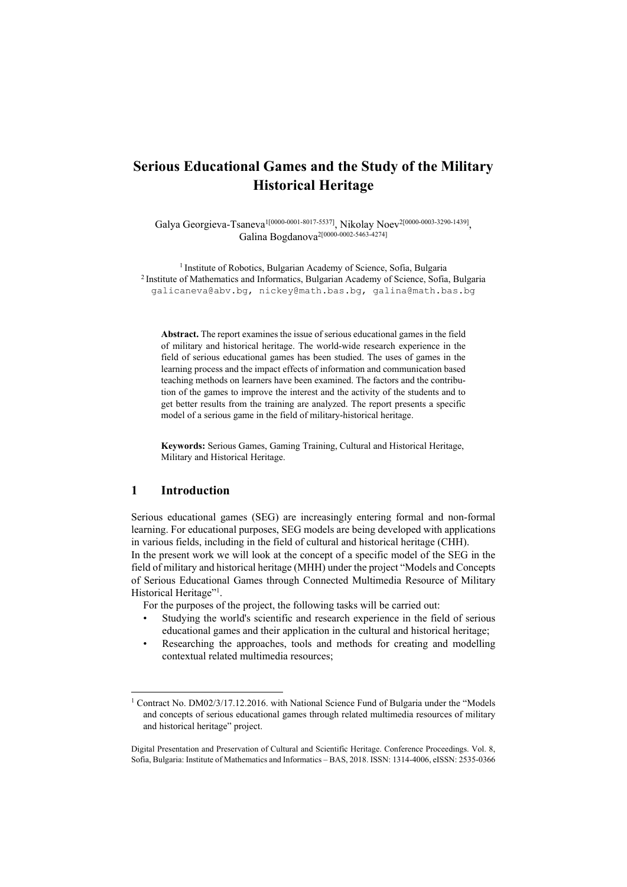# Serious Educational Games and the Study of the Military Historical Heritage

Galya Georgieva-Tsaneva[1[0000-0001-8017-5537]], Nikolay Noev[2[0000-0003-3290-1439]], Galina Bogdanova[2[0000-0002-5463-4274]]

[1] Institute of Robotics, Bulgarian Academy of Science, Sofia, Bulgaria
[2] Institute of Mathematics and Informatics, Bulgarian Academy of Science, Sofia, Bulgaria
galicaneva@abv.bg, nickey@math.bas.bg, galina@math.bas.bg

**Abstract.** The report examines the issue of serious educational games in the field of military and historical heritage. The world-wide research experience in the field of serious educational games has been studied. The uses of games in the learning process and the impact effects of information and communication based teaching methods on learners have been examined. The factors and the contribution of the games to improve the interest and the activity of the students and to get better results from the training are analyzed. The report presents a specific model of a serious game in the field of military-historical heritage.

**Keywords:** Serious Games, Gaming Training, Cultural and Historical Heritage, Military and Historical Heritage.

## 1 Introduction

Serious educational games (SEG) are increasingly entering formal and non-formal learning. For educational purposes, SEG models are being developed with applications in various fields, including in the field of cultural and historical heritage (CHH).
In the present work we will look at the concept of a specific model of the SEG in the field of military and historical heritage (MHH) under the project "Models and Concepts of Serious Educational Games through Connected Multimedia Resource of Military Historical Heritage"[1].

For the purposes of the project, the following tasks will be carried out:

- Studying the world's scientific and research experience in the field of serious educational games and their application in the cultural and historical heritage;
- Researching the approaches, tools and methods for creating and modelling contextual related multimedia resources;

[1] Contract No. DM02/3/17.12.2016. with National Science Fund of Bulgaria under the "Models and concepts of serious educational games through related multimedia resources of military and historical heritage" project.

Digital Presentation and Preservation of Cultural and Scientific Heritage. Conference Proceedings. Vol. 8, Sofia, Bulgaria: Institute of Mathematics and Informatics – BAS, 2018. ISSN: 1314-4006, eISSN: 2535-0366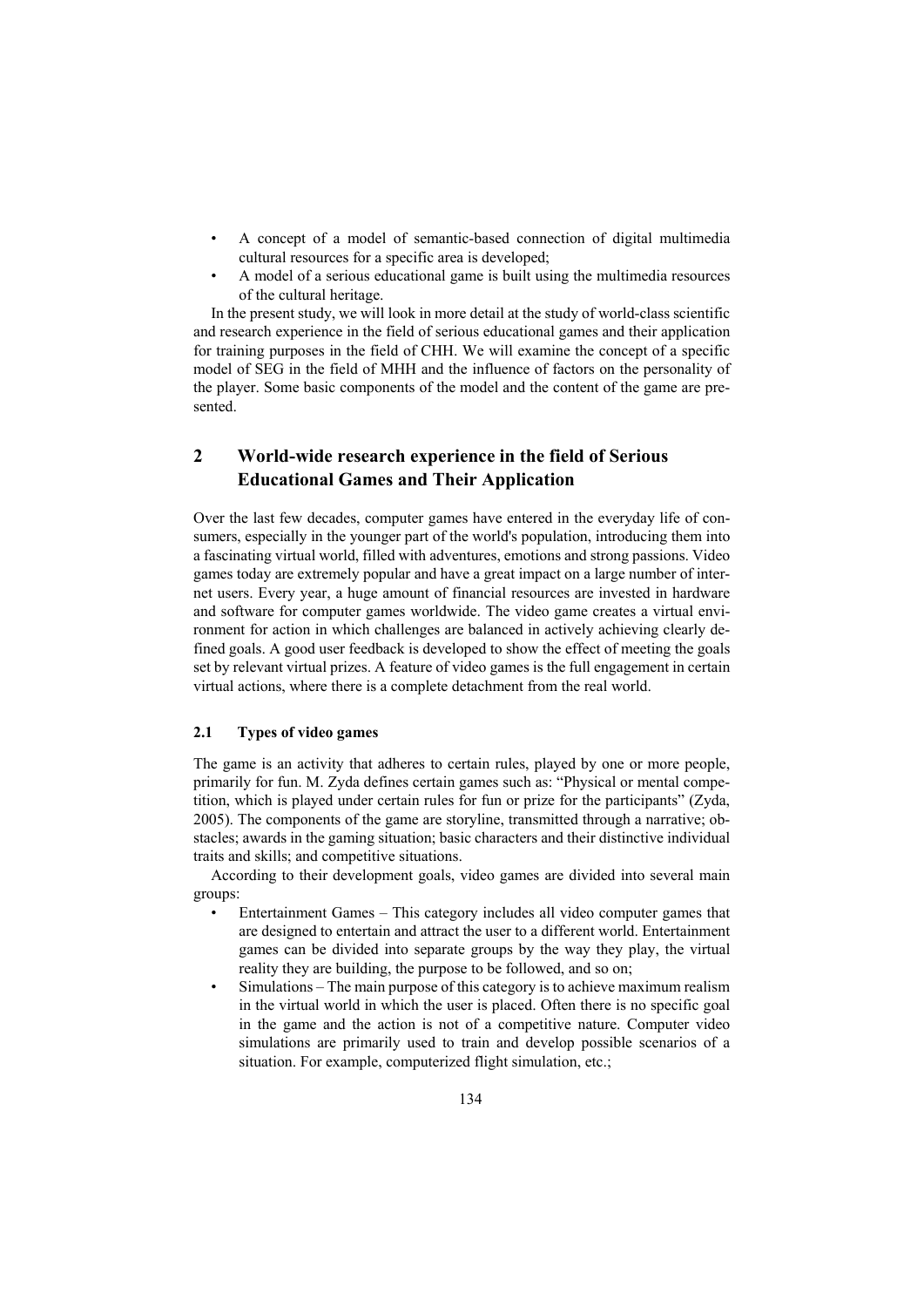- A concept of a model of semantic-based connection of digital multimedia cultural resources for a specific area is developed;
- A model of a serious educational game is built using the multimedia resources of the cultural heritage.

In the present study, we will look in more detail at the study of world-class scientific and research experience in the field of serious educational games and their application for training purposes in the field of CHH. We will examine the concept of a specific model of SEG in the field of MHH and the influence of factors on the personality of the player. Some basic components of the model and the content of the game are presented.

## 2 World-wide research experience in the field of Serious Educational Games and Their Application

Over the last few decades, computer games have entered in the everyday life of consumers, especially in the younger part of the world's population, introducing them into a fascinating virtual world, filled with adventures, emotions and strong passions. Video games today are extremely popular and have a great impact on a large number of internet users. Every year, a huge amount of financial resources are invested in hardware and software for computer games worldwide. The video game creates a virtual environment for action in which challenges are balanced in actively achieving clearly defined goals. A good user feedback is developed to show the effect of meeting the goals set by relevant virtual prizes. A feature of video games is the full engagement in certain virtual actions, where there is a complete detachment from the real world.

### 2.1 Types of video games

The game is an activity that adheres to certain rules, played by one or more people, primarily for fun. M. Zyda defines certain games such as: "Physical or mental competition, which is played under certain rules for fun or prize for the participants" (Zyda, 2005). The components of the game are storyline, transmitted through a narrative; obstacles; awards in the gaming situation; basic characters and their distinctive individual traits and skills; and competitive situations.

According to their development goals, video games are divided into several main groups:

- Entertainment Games – This category includes all video computer games that are designed to entertain and attract the user to a different world. Entertainment games can be divided into separate groups by the way they play, the virtual reality they are building, the purpose to be followed, and so on;
- Simulations – The main purpose of this category is to achieve maximum realism in the virtual world in which the user is placed. Often there is no specific goal in the game and the action is not of a competitive nature. Computer video simulations are primarily used to train and develop possible scenarios of a situation. For example, computerized flight simulation, etc.;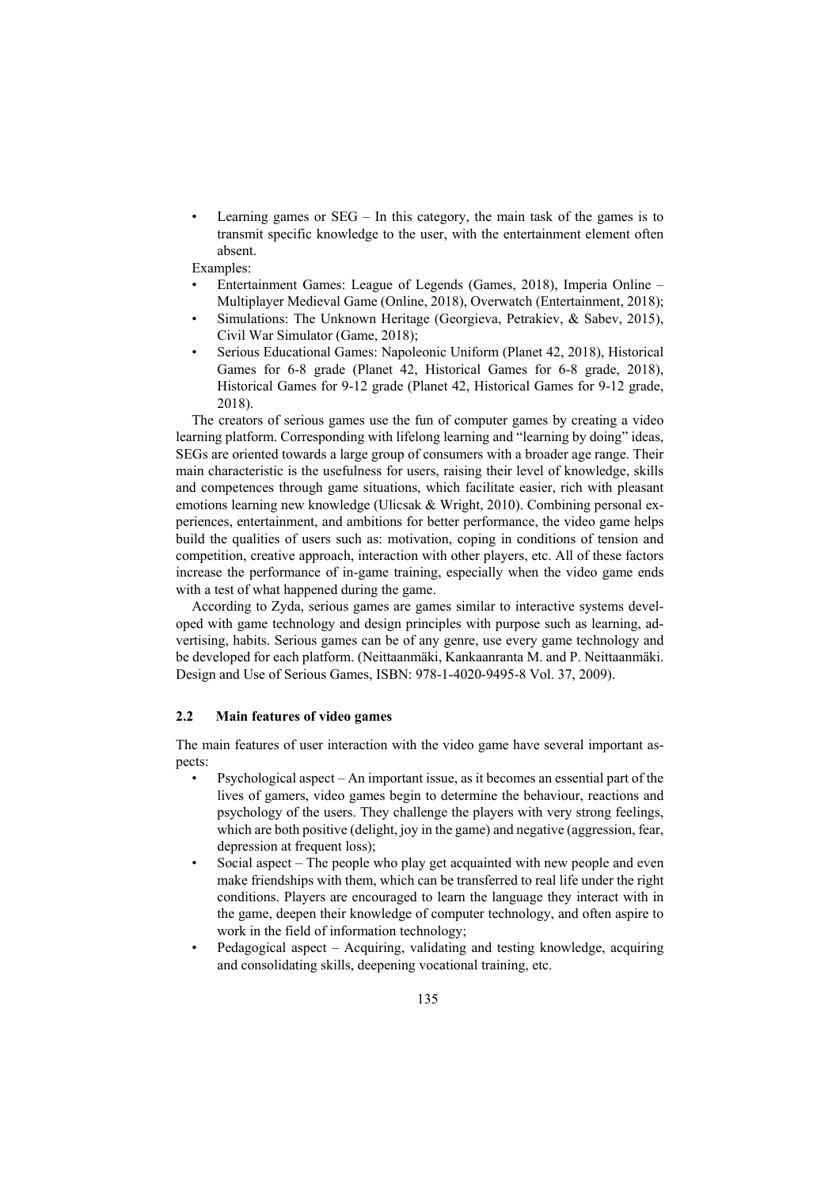- Learning games or SEG – In this category, the main task of the games is to transmit specific knowledge to the user, with the entertainment element often absent.

Examples:

- Entertainment Games: League of Legends (Games, 2018), Imperia Online – Multiplayer Medieval Game (Online, 2018), Overwatch (Entertainment, 2018);
- Simulations: The Unknown Heritage (Georgieva, Petrakiev, & Sabev, 2015), Civil War Simulator (Game, 2018);
- Serious Educational Games: Napoleonic Uniform (Planet 42, 2018), Historical Games for 6-8 grade (Planet 42, Historical Games for 6-8 grade, 2018), Historical Games for 9-12 grade (Planet 42, Historical Games for 9-12 grade, 2018).

The creators of serious games use the fun of computer games by creating a video learning platform. Corresponding with lifelong learning and "learning by doing" ideas, SEGs are oriented towards a large group of consumers with a broader age range. Their main characteristic is the usefulness for users, raising their level of knowledge, skills and competences through game situations, which facilitate easier, rich with pleasant emotions learning new knowledge (Ulicsak & Wright, 2010). Combining personal experiences, entertainment, and ambitions for better performance, the video game helps build the qualities of users such as: motivation, coping in conditions of tension and competition, creative approach, interaction with other players, etc. All of these factors increase the performance of in-game training, especially when the video game ends with a test of what happened during the game.

According to Zyda, serious games are games similar to interactive systems developed with game technology and design principles with purpose such as learning, advertising, habits. Serious games can be of any genre, use every game technology and be developed for each platform. (Neittaanmäki, Kankaanranta M. and P. Neittaanmäki. Design and Use of Serious Games, ISBN: 978-1-4020-9495-8 Vol. 37, 2009).

## 2.2 Main features of video games

The main features of user interaction with the video game have several important aspects:

- Psychological aspect – An important issue, as it becomes an essential part of the lives of gamers, video games begin to determine the behaviour, reactions and psychology of the users. They challenge the players with very strong feelings, which are both positive (delight, joy in the game) and negative (aggression, fear, depression at frequent loss);
- Social aspect – The people who play get acquainted with new people and even make friendships with them, which can be transferred to real life under the right conditions. Players are encouraged to learn the language they interact with in the game, deepen their knowledge of computer technology, and often aspire to work in the field of information technology;
- Pedagogical aspect – Acquiring, validating and testing knowledge, acquiring and consolidating skills, deepening vocational training, etc.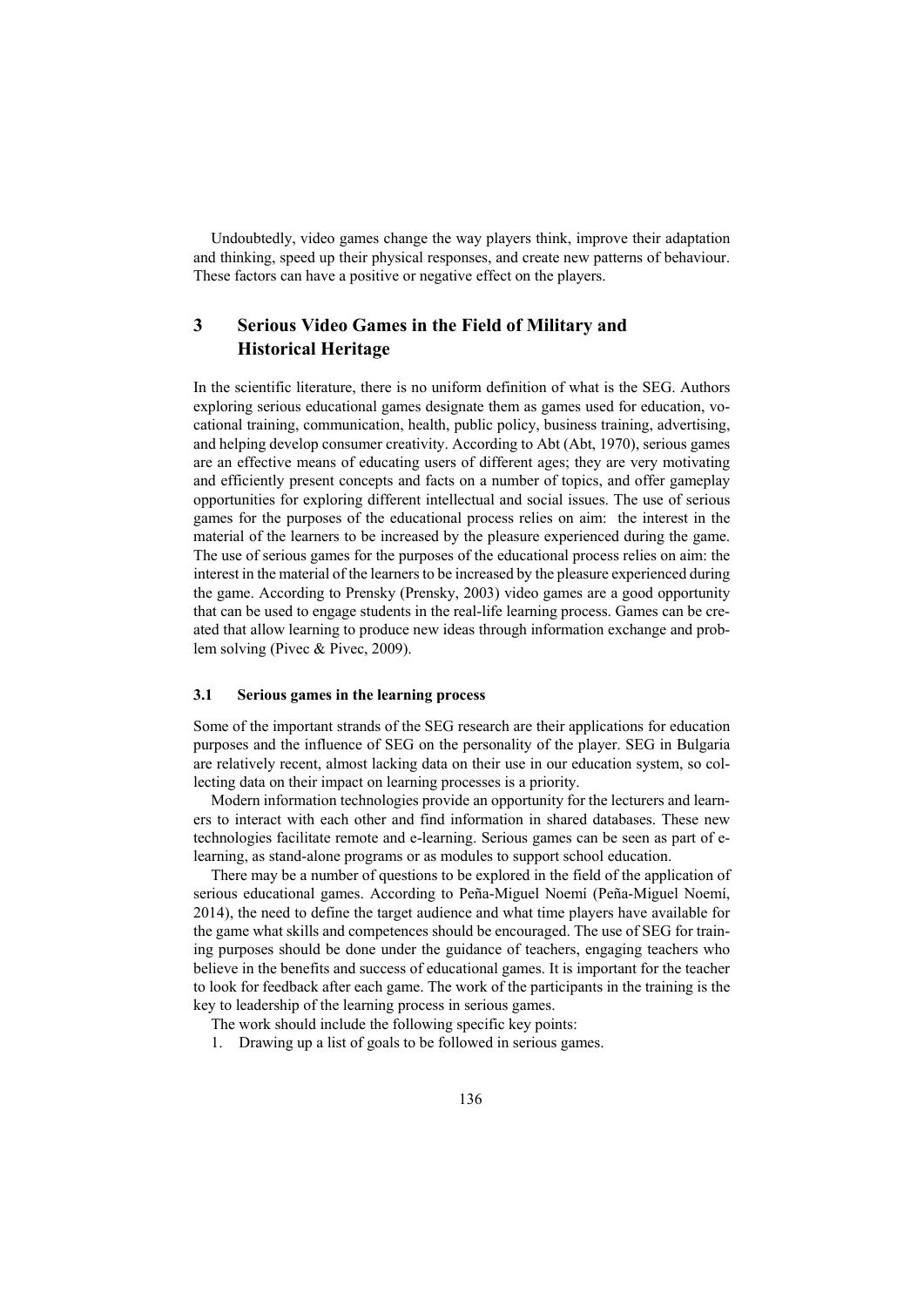Undoubtedly, video games change the way players think, improve their adaptation and thinking, speed up their physical responses, and create new patterns of behaviour. These factors can have a positive or negative effect on the players.

## 3 Serious Video Games in the Field of Military and Historical Heritage

In the scientific literature, there is no uniform definition of what is the SEG. Authors exploring serious educational games designate them as games used for education, vocational training, communication, health, public policy, business training, advertising, and helping develop consumer creativity. According to Abt (Abt, 1970), serious games are an effective means of educating users of different ages; they are very motivating and efficiently present concepts and facts on a number of topics, and offer gameplay opportunities for exploring different intellectual and social issues. The use of serious games for the purposes of the educational process relies on aim: the interest in the material of the learners to be increased by the pleasure experienced during the game. The use of serious games for the purposes of the educational process relies on aim: the interest in the material of the learners to be increased by the pleasure experienced during the game. According to Prensky (Prensky, 2003) video games are a good opportunity that can be used to engage students in the real-life learning process. Games can be created that allow learning to produce new ideas through information exchange and problem solving (Pivec & Pivec, 2009).

### 3.1 Serious games in the learning process

Some of the important strands of the SEG research are their applications for education purposes and the influence of SEG on the personality of the player. SEG in Bulgaria are relatively recent, almost lacking data on their use in our education system, so collecting data on their impact on learning processes is a priority.

Modern information technologies provide an opportunity for the lecturers and learners to interact with each other and find information in shared databases. These new technologies facilitate remote and e-learning. Serious games can be seen as part of e-learning, as stand-alone programs or as modules to support school education.

There may be a number of questions to be explored in the field of the application of serious educational games. According to Peña-Miguel Noemí (Peña-Miguel Noemí, 2014), the need to define the target audience and what time players have available for the game what skills and competences should be encouraged. The use of SEG for training purposes should be done under the guidance of teachers, engaging teachers who believe in the benefits and success of educational games. It is important for the teacher to look for feedback after each game. The work of the participants in the training is the key to leadership of the learning process in serious games.

The work should include the following specific key points:

1. Drawing up a list of goals to be followed in serious games.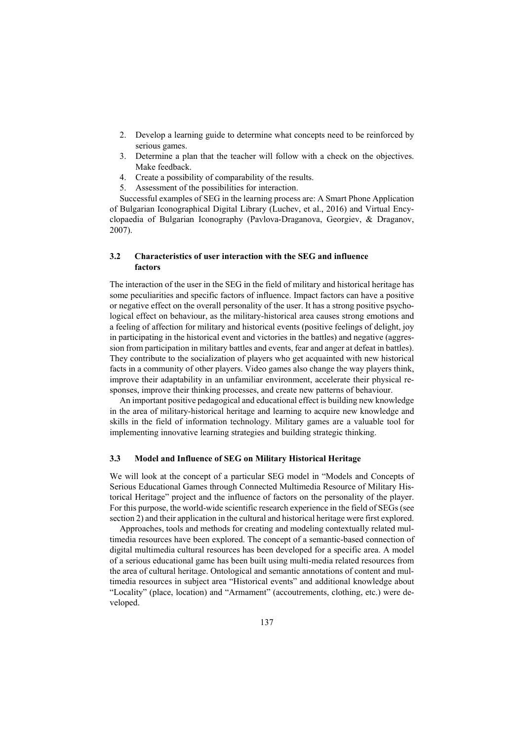2. Develop a learning guide to determine what concepts need to be reinforced by serious games.
3. Determine a plan that the teacher will follow with a check on the objectives. Make feedback.
4. Create a possibility of comparability of the results.
5. Assessment of the possibilities for interaction.

Successful examples of SEG in the learning process are: A Smart Phone Application of Bulgarian Iconographical Digital Library (Luchev, et al., 2016) and Virtual Encyclopaedia of Bulgarian Iconography (Pavlova-Draganova, Georgiev, & Draganov, 2007).

### 3.2 Characteristics of user interaction with the SEG and influence factors

The interaction of the user in the SEG in the field of military and historical heritage has some peculiarities and specific factors of influence. Impact factors can have a positive or negative effect on the overall personality of the user. It has a strong positive psychological effect on behaviour, as the military-historical area causes strong emotions and a feeling of affection for military and historical events (positive feelings of delight, joy in participating in the historical event and victories in the battles) and negative (aggression from participation in military battles and events, fear and anger at defeat in battles). They contribute to the socialization of players who get acquainted with new historical facts in a community of other players. Video games also change the way players think, improve their adaptability in an unfamiliar environment, accelerate their physical responses, improve their thinking processes, and create new patterns of behaviour.

An important positive pedagogical and educational effect is building new knowledge in the area of military-historical heritage and learning to acquire new knowledge and skills in the field of information technology. Military games are a valuable tool for implementing innovative learning strategies and building strategic thinking.

### 3.3 Model and Influence of SEG on Military Historical Heritage

We will look at the concept of a particular SEG model in "Models and Concepts of Serious Educational Games through Connected Multimedia Resource of Military Historical Heritage" project and the influence of factors on the personality of the player. For this purpose, the world-wide scientific research experience in the field of SEGs (see section 2) and their application in the cultural and historical heritage were first explored.

Approaches, tools and methods for creating and modeling contextually related multimedia resources have been explored. The concept of a semantic-based connection of digital multimedia cultural resources has been developed for a specific area. A model of a serious educational game has been built using multi-media related resources from the area of cultural heritage. Ontological and semantic annotations of content and multimedia resources in subject area "Historical events" and additional knowledge about "Locality" (place, location) and "Armament" (accoutrements, clothing, etc.) were developed.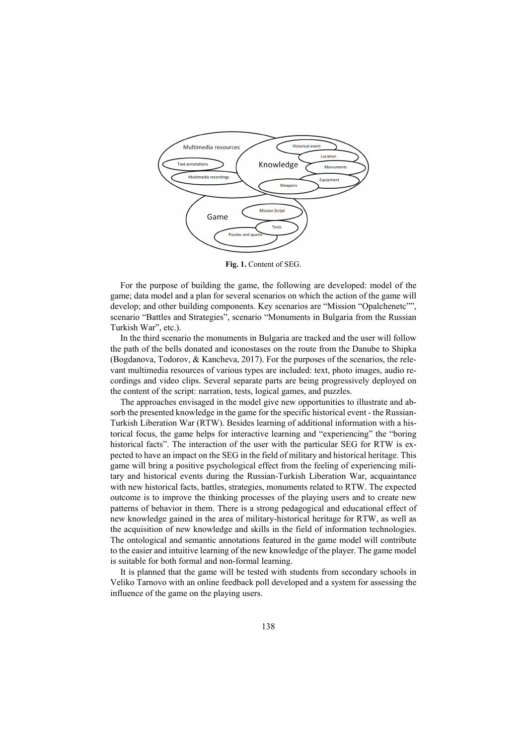Fig. 1. Content of SEG.

For the purpose of building the game, the following are developed: model of the game; data model and a plan for several scenarios on which the action of the game will develop; and other building components. Key scenarios are "Mission "Opalchenetc"", scenario "Battles and Strategies", scenario "Monuments in Bulgaria from the Russian Turkish War", etc.).

In the third scenario the monuments in Bulgaria are tracked and the user will follow the path of the bells donated and iconostases on the route from the Danube to Shipka (Bogdanova, Todorov, & Kancheva, 2017). For the purposes of the scenarios, the relevant multimedia resources of various types are included: text, photo images, audio recordings and video clips. Several separate parts are being progressively deployed on the content of the script: narration, tests, logical games, and puzzles.

The approaches envisaged in the model give new opportunities to illustrate and absorb the presented knowledge in the game for the specific historical event - the Russian-Turkish Liberation War (RTW). Besides learning of additional information with a historical focus, the game helps for interactive learning and "experiencing" the "boring historical facts". The interaction of the user with the particular SEG for RTW is expected to have an impact on the SEG in the field of military and historical heritage. This game will bring a positive psychological effect from the feeling of experiencing military and historical events during the Russian-Turkish Liberation War, acquaintance with new historical facts, battles, strategies, monuments related to RTW. The expected outcome is to improve the thinking processes of the playing users and to create new patterns of behavior in them. There is a strong pedagogical and educational effect of new knowledge gained in the area of military-historical heritage for RTW, as well as the acquisition of new knowledge and skills in the field of information technologies. The ontological and semantic annotations featured in the game model will contribute to the easier and intuitive learning of the new knowledge of the player. The game model is suitable for both formal and non-formal learning.

It is planned that the game will be tested with students from secondary schools in Veliko Tarnovo with an online feedback poll developed and a system for assessing the influence of the game on the playing users.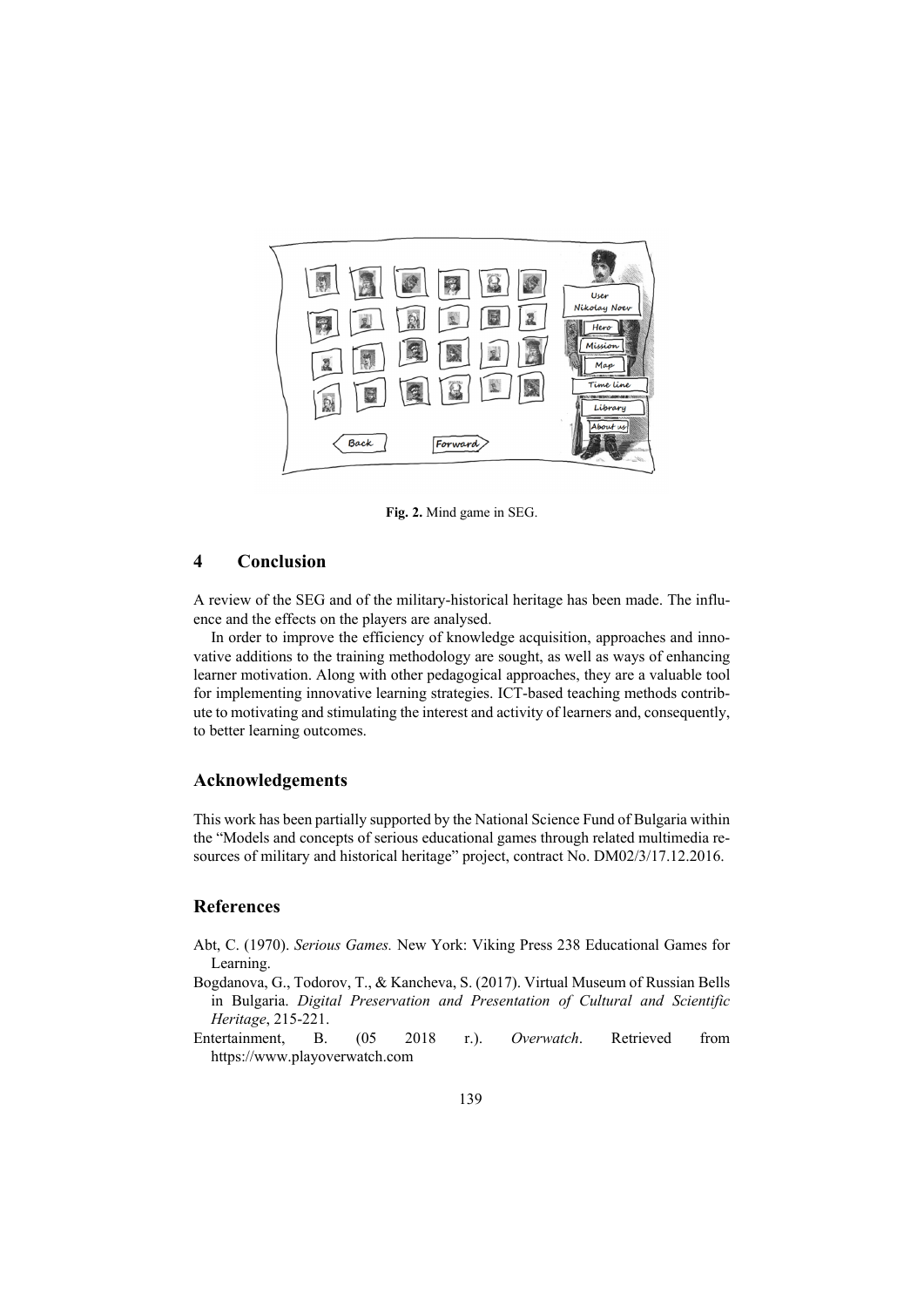Fig. 2. Mind game in SEG.

## 4 Conclusion

A review of the SEG and of the military-historical heritage has been made. The influence and the effects on the players are analysed.

In order to improve the efficiency of knowledge acquisition, approaches and innovative additions to the training methodology are sought, as well as ways of enhancing learner motivation. Along with other pedagogical approaches, they are a valuable tool for implementing innovative learning strategies. ICT-based teaching methods contribute to motivating and stimulating the interest and activity of learners and, consequently, to better learning outcomes.

## Acknowledgements

This work has been partially supported by the National Science Fund of Bulgaria within the "Models and concepts of serious educational games through related multimedia resources of military and historical heritage" project, contract No. DM02/3/17.12.2016.

## References

Abt, C. (1970). *Serious Games.* New York: Viking Press 238 Educational Games for Learning.

Bogdanova, G., Todorov, T., & Kancheva, S. (2017). Virtual Museum of Russian Bells in Bulgaria. *Digital Preservation and Presentation of Cultural and Scientific Heritage*, 215-221.

Entertainment, B. (05 2018 r.). *Overwatch*. Retrieved from https://www.playoverwatch.com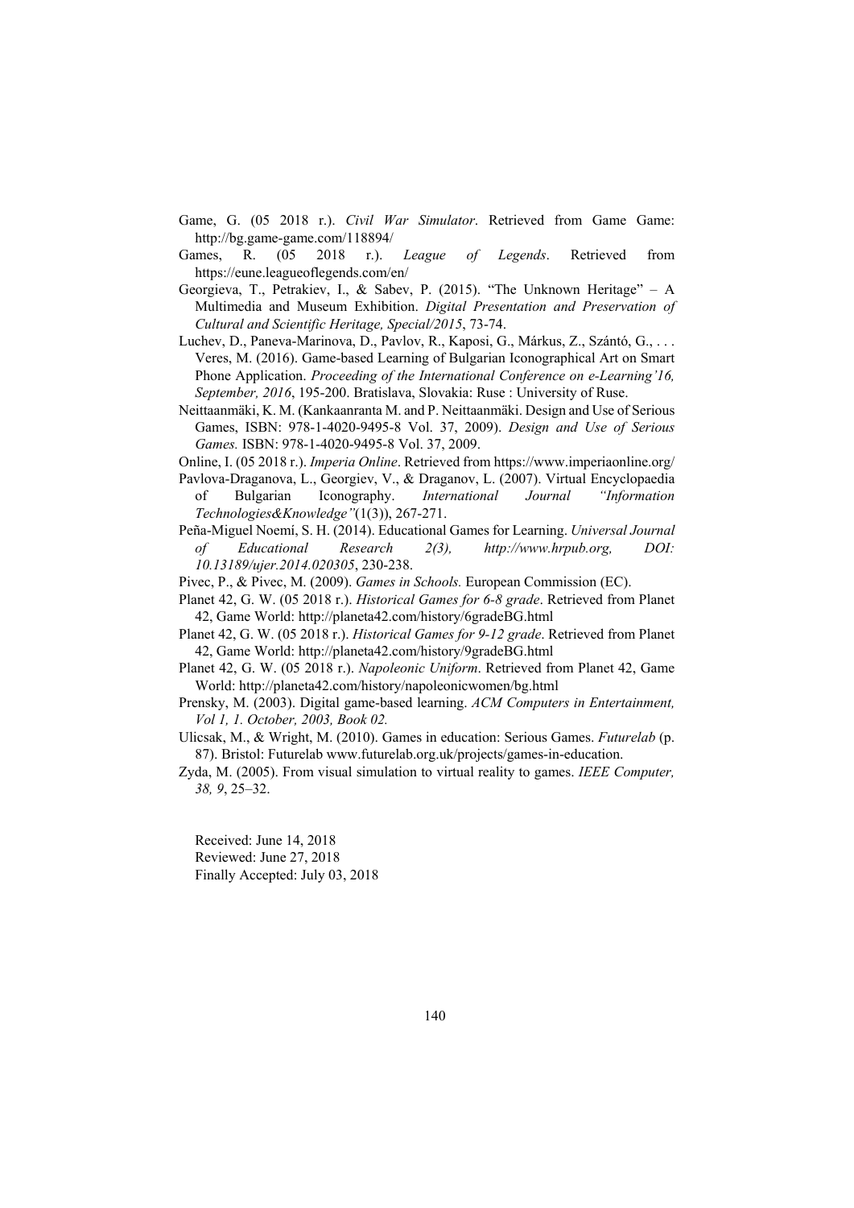Game, G. (05 2018 г.). *Civil War Simulator*. Retrieved from Game Game: http://bg.game-game.com/118894/

Games, R. (05 2018 г.). *League of Legends*. Retrieved from https://eune.leagueoflegends.com/en/

Georgieva, T., Petrakiev, I., & Sabev, P. (2015). "The Unknown Heritage" – A Multimedia and Museum Exhibition. *Digital Presentation and Preservation of Cultural and Scientific Heritage, Special/2015*, 73-74.

Luchev, D., Paneva-Marinova, D., Pavlov, R., Kaposi, G., Márkus, Z., Szántó, G., . . . Veres, M. (2016). Game-based Learning of Bulgarian Iconographical Art on Smart Phone Application. *Proceeding of the International Conference on e-Learning'16, September, 2016*, 195-200. Bratislava, Slovakia: Ruse : University of Ruse.

Neittaanmäki, K. M. (Kankaanranta M. and P. Neittaanmäki. Design and Use of Serious Games, ISBN: 978-1-4020-9495-8 Vol. 37, 2009). *Design and Use of Serious Games.* ISBN: 978-1-4020-9495-8 Vol. 37, 2009.

Online, I. (05 2018 г.). *Imperia Online*. Retrieved from https://www.imperiaonline.org/

Pavlova-Draganova, L., Georgiev, V., & Draganov, L. (2007). Virtual Encyclopaedia of Bulgarian Iconography. *International Journal "Information Technologies&Knowledge"*(1(3)), 267-271.

Peña-Miguel Noemí, S. H. (2014). Educational Games for Learning. *Universal Journal of Educational Research 2(3), http://www.hrpub.org, DOI: 10.13189/ujer.2014.020305*, 230-238.

Pivec, P., & Pivec, M. (2009). *Games in Schools.* European Commission (EC).

Planet 42, G. W. (05 2018 г.). *Historical Games for 6-8 grade*. Retrieved from Planet 42, Game World: http://planeta42.com/history/6gradeBG.html

Planet 42, G. W. (05 2018 г.). *Historical Games for 9-12 grade*. Retrieved from Planet 42, Game World: http://planeta42.com/history/9gradeBG.html

Planet 42, G. W. (05 2018 г.). *Napoleonic Uniform*. Retrieved from Planet 42, Game World: http://planeta42.com/history/napoleonicwomen/bg.html

Prensky, M. (2003). Digital game-based learning. *ACM Computers in Entertainment, Vol 1, 1. October, 2003, Book 02.*

Ulicsak, M., & Wright, M. (2010). Games in education: Serious Games. *Futurelab* (p. 87). Bristol: Futurelab www.futurelab.org.uk/projects/games-in-education.

Zyda, M. (2005). From visual simulation to virtual reality to games. *IEEE Computer, 38, 9*, 25–32.

Received: June 14, 2018
Reviewed: June 27, 2018
Finally Accepted: July 03, 2018